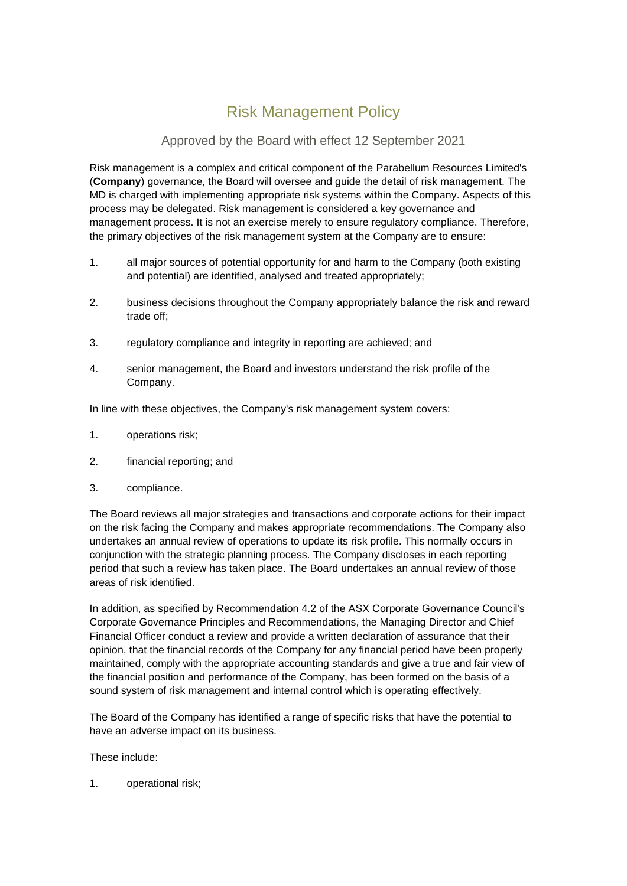# Risk Management Policy

## Approved by the Board with effect 12 September 2021

Risk management is a complex and critical component of the Parabellum Resources Limited's (**Company**) governance, the Board will oversee and guide the detail of risk management. The MD is charged with implementing appropriate risk systems within the Company. Aspects of this process may be delegated. Risk management is considered a key governance and management process. It is not an exercise merely to ensure regulatory compliance. Therefore, the primary objectives of the risk management system at the Company are to ensure:

1. all major sources of potential opportunity for and harm to the Company (both existing and potential) are identified, analysed and treated appropriately;
2. business decisions throughout the Company appropriately balance the risk and reward trade off;
3. regulatory compliance and integrity in reporting are achieved; and
4. senior management, the Board and investors understand the risk profile of the Company.

In line with these objectives, the Company's risk management system covers:

1. operations risk;
2. financial reporting; and
3. compliance.

The Board reviews all major strategies and transactions and corporate actions for their impact on the risk facing the Company and makes appropriate recommendations. The Company also undertakes an annual review of operations to update its risk profile. This normally occurs in conjunction with the strategic planning process. The Company discloses in each reporting period that such a review has taken place. The Board undertakes an annual review of those areas of risk identified.

In addition, as specified by Recommendation 4.2 of the ASX Corporate Governance Council's Corporate Governance Principles and Recommendations, the Managing Director and Chief Financial Officer conduct a review and provide a written declaration of assurance that their opinion, that the financial records of the Company for any financial period have been properly maintained, comply with the appropriate accounting standards and give a true and fair view of the financial position and performance of the Company, has been formed on the basis of a sound system of risk management and internal control which is operating effectively.

The Board of the Company has identified a range of specific risks that have the potential to have an adverse impact on its business.

These include:

1. operational risk;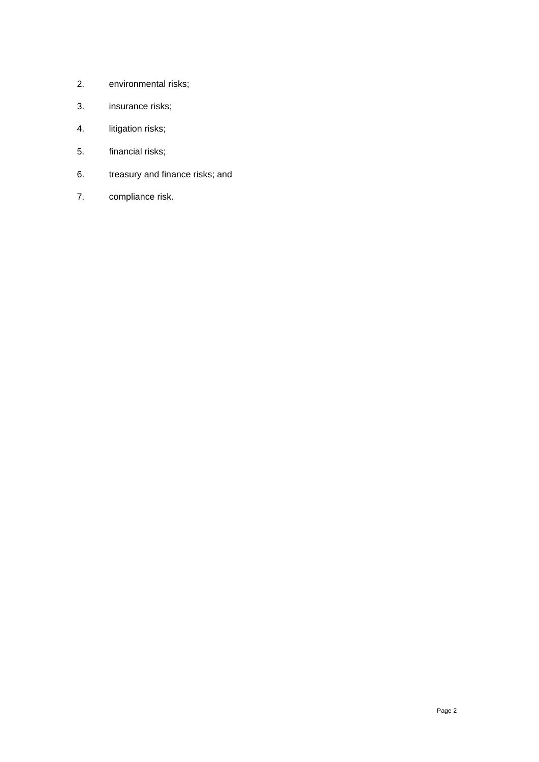2. environmental risks;
3. insurance risks;
4. litigation risks;
5. financial risks;
6. treasury and finance risks; and
7. compliance risk.